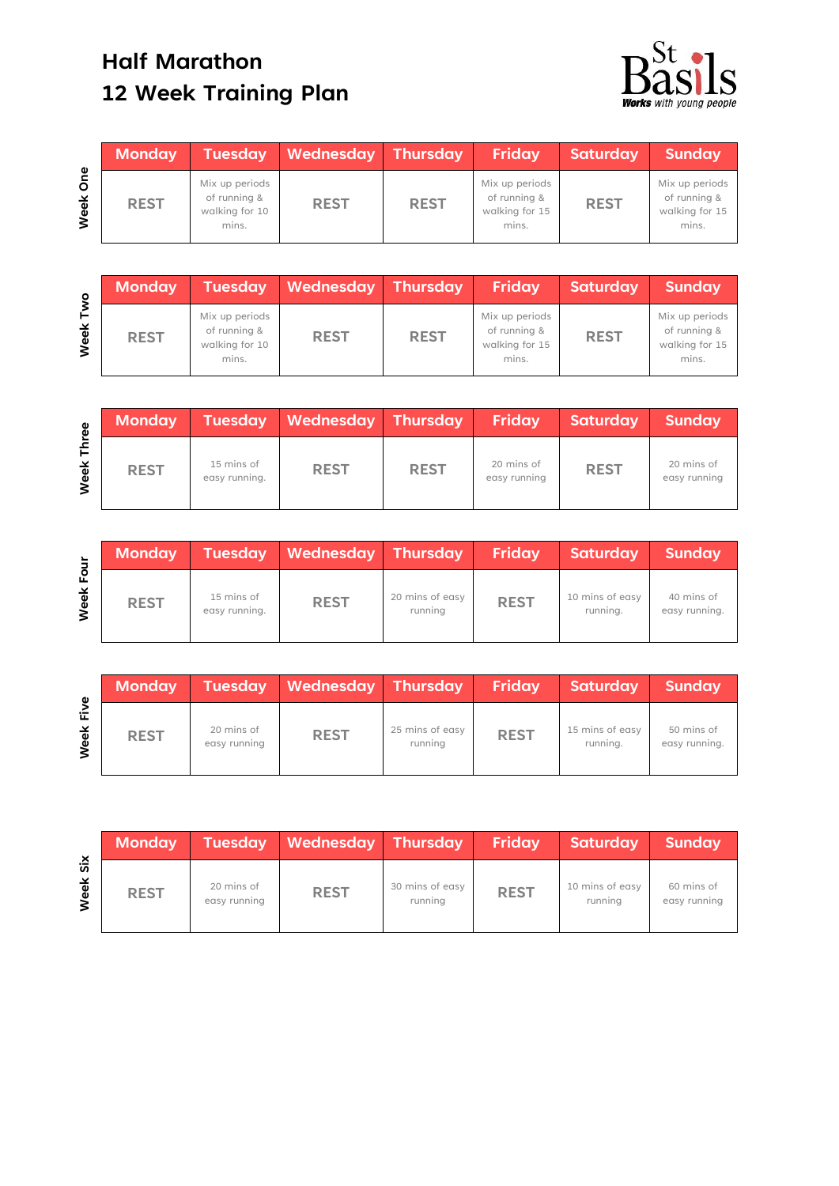# Half Marathon
# 12 Week Training Plan

St Basils
*Works with young people*

| Week One | Monday | Tuesday | Wednesday | Thursday | Friday | Saturday | Sunday |
|---|---|---|---|---|---|---|---|
| | REST | Mix up periods of running & walking for 10 mins. | REST | REST | Mix up periods of running & walking for 15 mins. | REST | Mix up periods of running & walking for 15 mins. |

| Week Two | Monday | Tuesday | Wednesday | Thursday | Friday | Saturday | Sunday |
|---|---|---|---|---|---|---|---|
| | REST | Mix up periods of running & walking for 10 mins. | REST | REST | Mix up periods of running & walking for 15 mins. | REST | Mix up periods of running & walking for 15 mins. |

| Week Three | Monday | Tuesday | Wednesday | Thursday | Friday | Saturday | Sunday |
|---|---|---|---|---|---|---|---|
| | REST | 15 mins of easy running. | REST | REST | 20 mins of easy running | REST | 20 mins of easy running |

| Week Four | Monday | Tuesday | Wednesday | Thursday | Friday | Saturday | Sunday |
|---|---|---|---|---|---|---|---|
| | REST | 15 mins of easy running. | REST | 20 mins of easy running | REST | 10 mins of easy running. | 40 mins of easy running. |

| Week Five | Monday | Tuesday | Wednesday | Thursday | Friday | Saturday | Sunday |
|---|---|---|---|---|---|---|---|
| | REST | 20 mins of easy running | REST | 25 mins of easy running | REST | 15 mins of easy running. | 50 mins of easy running. |

| Week Six | Monday | Tuesday | Wednesday | Thursday | Friday | Saturday | Sunday |
|---|---|---|---|---|---|---|---|
| | REST | 20 mins of easy running | REST | 30 mins of easy running | REST | 10 mins of easy running | 60 mins of easy running |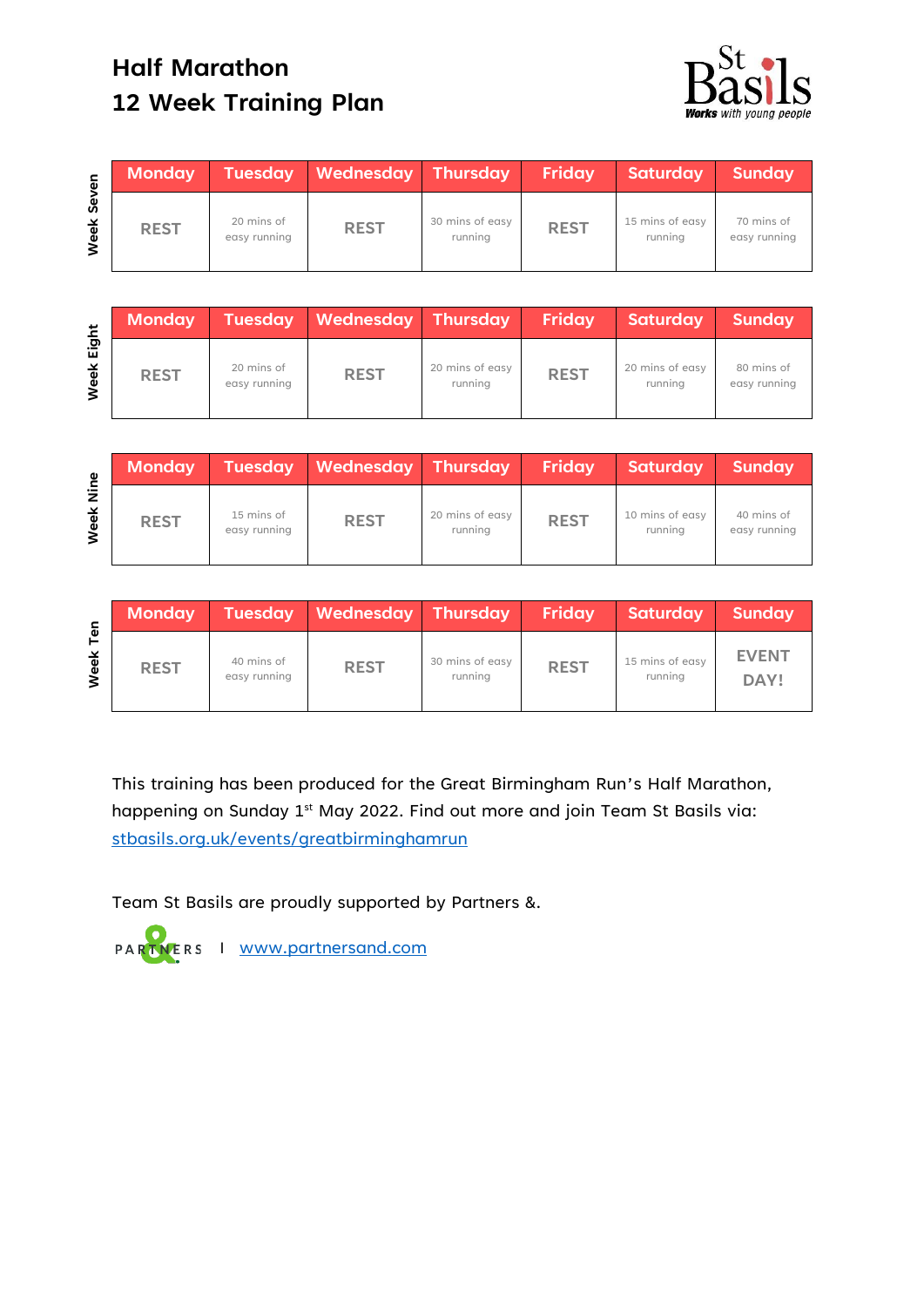# Half Marathon
# 12 Week Training Plan

St Basils
Works with young people

**Week Seven**

| Monday | Tuesday | Wednesday | Thursday | Friday | Saturday | Sunday |
|---|---|---|---|---|---|---|
| REST | 20 mins of easy running | REST | 30 mins of easy running | REST | 15 mins of easy running | 70 mins of easy running |

**Week Eight**

| Monday | Tuesday | Wednesday | Thursday | Friday | Saturday | Sunday |
|---|---|---|---|---|---|---|
| REST | 20 mins of easy running | REST | 20 mins of easy running | REST | 20 mins of easy running | 80 mins of easy running |

**Week Nine**

| Monday | Tuesday | Wednesday | Thursday | Friday | Saturday | Sunday |
|---|---|---|---|---|---|---|
| REST | 15 mins of easy running | REST | 20 mins of easy running | REST | 10 mins of easy running | 40 mins of easy running |

**Week Ten**

| Monday | Tuesday | Wednesday | Thursday | Friday | Saturday | Sunday |
|---|---|---|---|---|---|---|
| REST | 40 mins of easy running | REST | 30 mins of easy running | REST | 15 mins of easy running | EVENT DAY! |

This training has been produced for the Great Birmingham Run's Half Marathon, happening on Sunday 1st May 2022. Find out more and join Team St Basils via: [stbasils.org.uk/events/greatbirminghamrun](stbasils.org.uk/events/greatbirminghamrun)

Team St Basils are proudly supported by Partners &.

PARTNERS & I [www.partnersand.com](www.partnersand.com)